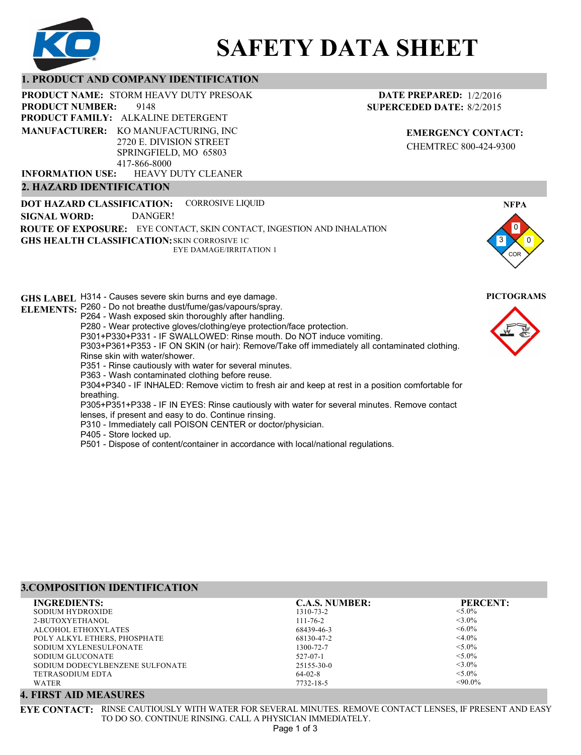# SAFETY DATA SHEET

## 1. PRODUCT AND COMPANY IDENTIFICATION

**PRODUCT NAME:** STORM HEAVY DUTY PRESOAK
**PRODUCT NUMBER:** 9148
**PRODUCT FAMILY:** ALKALINE DETERGENT
**MANUFACTURER:** KO MANUFACTURING, INC
2720 E. DIVISION STREET
SPRINGFIELD, MO 65803
417-866-8000
**INFORMATION USE:** HEAVY DUTY CLEANER

**DATE PREPARED:** 1/2/2016
**SUPERCEDED DATE:** 8/2/2015

**EMERGENCY CONTACT:**
CHEMTREC 800-424-9300

## 2. HAZARD IDENTIFICATION

**DOT HAZARD CLASSIFICATION:** CORROSIVE LIQUID
**SIGNAL WORD:** DANGER!
**ROUTE OF EXPOSURE:** EYE CONTACT, SKIN CONTACT, INGESTION AND INHALATION
**GHS HEALTH CLASSIFICATION:** SKIN CORROSIVE 1C
EYE DAMAGE/IRRITATION 1

**NFPA**
Health: 3, Flammability: 0, Reactivity: 0, Special: COR

**PICTOGRAMS**

**GHS LABEL ELEMENTS:**
H314 - Causes severe skin burns and eye damage.
P260 - Do not breathe dust/fume/gas/vapours/spray.
P264 - Wash exposed skin thoroughly after handling.
P280 - Wear protective gloves/clothing/eye protection/face protection.
P301+P330+P331 - IF SWALLOWED: Rinse mouth. Do NOT induce vomiting.
P303+P361+P353 - IF ON SKIN (or hair): Remove/Take off immediately all contaminated clothing. Rinse skin with water/shower.
P351 - Rinse cautiously with water for several minutes.
P363 - Wash contaminated clothing before reuse.
P304+P340 - IF INHALED: Remove victim to fresh air and keep at rest in a position comfortable for breathing.
P305+P351+P338 - IF IN EYES: Rinse cautiously with water for several minutes. Remove contact lenses, if present and easy to do. Continue rinsing.
P310 - Immediately call POISON CENTER or doctor/physician.
P405 - Store locked up.
P501 - Dispose of content/container in accordance with local/national regulations.

## 3.COMPOSITION IDENTIFICATION

| INGREDIENTS: | C.A.S. NUMBER: | PERCENT: |
|---|---|---|
| SODIUM HYDROXIDE | 1310-73-2 | <5.0% |
| 2-BUTOXYETHANOL | 111-76-2 | <3.0% |
| ALCOHOL ETHOXYLATES | 68439-46-3 | <6.0% |
| POLY ALKYL ETHERS, PHOSPHATE | 68130-47-2 | <4.0% |
| SODIUM XYLENESULFONATE | 1300-72-7 | <5.0% |
| SODIUM GLUCONATE | 527-07-1 | <5.0% |
| SODIUM DODECYLBENZENE SULFONATE | 25155-30-0 | <3.0% |
| TETRASODIUM EDTA | 64-02-8 | <5.0% |
| WATER | 7732-18-5 | <90.0% |

## 4. FIRST AID MEASURES

**EYE CONTACT:** RINSE CAUTIOUSLY WITH WATER FOR SEVERAL MINUTES. REMOVE CONTACT LENSES, IF PRESENT AND EASY TO DO SO. CONTINUE RINSING. CALL A PHYSICIAN IMMEDIATELY.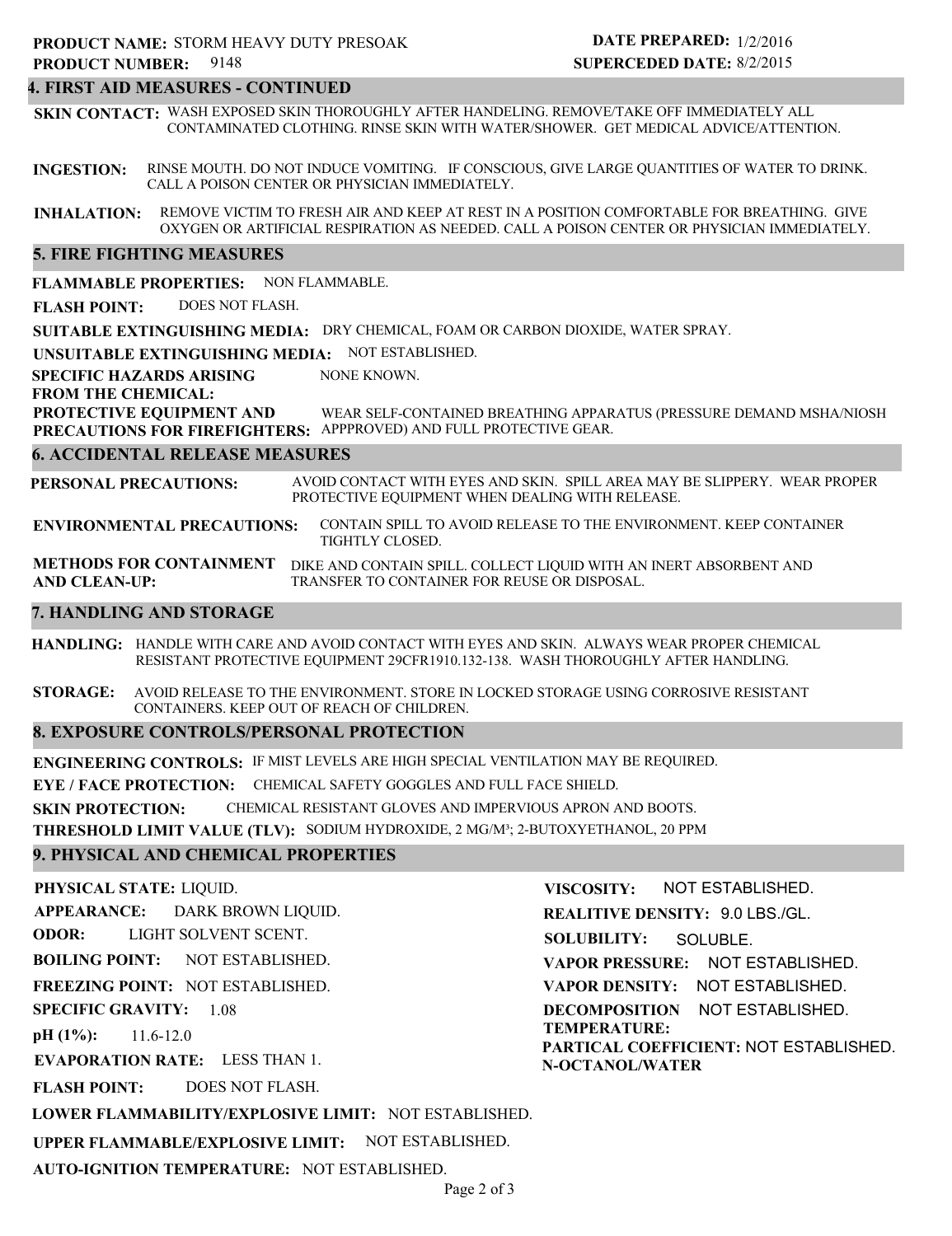**PRODUCT NAME:** STORM HEAVY DUTY PRESOAK
**PRODUCT NUMBER:** 9148

**DATE PREPARED:** 1/2/2016
**SUPERCEDED DATE:** 8/2/2015

## 4. FIRST AID MEASURES - CONTINUED

**SKIN CONTACT:** WASH EXPOSED SKIN THOROUGHLY AFTER HANDELING. REMOVE/TAKE OFF IMMEDIATELY ALL CONTAMINATED CLOTHING. RINSE SKIN WITH WATER/SHOWER. GET MEDICAL ADVICE/ATTENTION.

**INGESTION:** RINSE MOUTH. DO NOT INDUCE VOMITING. IF CONSCIOUS, GIVE LARGE QUANTITIES OF WATER TO DRINK. CALL A POISON CENTER OR PHYSICIAN IMMEDIATELY.

**INHALATION:** REMOVE VICTIM TO FRESH AIR AND KEEP AT REST IN A POSITION COMFORTABLE FOR BREATHING. GIVE OXYGEN OR ARTIFICIAL RESPIRATION AS NEEDED. CALL A POISON CENTER OR PHYSICIAN IMMEDIATELY.

## 5. FIRE FIGHTING MEASURES

**FLAMMABLE PROPERTIES:** NON FLAMMABLE.

**FLASH POINT:** DOES NOT FLASH.

**SUITABLE EXTINGUISHING MEDIA:** DRY CHEMICAL, FOAM OR CARBON DIOXIDE, WATER SPRAY.

**UNSUITABLE EXTINGUISHING MEDIA:** NOT ESTABLISHED.

**SPECIFIC HAZARDS ARISING FROM THE CHEMICAL:** NONE KNOWN.

**PROTECTIVE EQUIPMENT AND PRECAUTIONS FOR FIREFIGHTERS:** WEAR SELF-CONTAINED BREATHING APPARATUS (PRESSURE DEMAND MSHA/NIOSH APPPROVED) AND FULL PROTECTIVE GEAR.

## 6. ACCIDENTAL RELEASE MEASURES

**PERSONAL PRECAUTIONS:** AVOID CONTACT WITH EYES AND SKIN. SPILL AREA MAY BE SLIPPERY. WEAR PROPER PROTECTIVE EQUIPMENT WHEN DEALING WITH RELEASE.

**ENVIRONMENTAL PRECAUTIONS:** CONTAIN SPILL TO AVOID RELEASE TO THE ENVIRONMENT. KEEP CONTAINER TIGHTLY CLOSED.

**METHODS FOR CONTAINMENT AND CLEAN-UP:** DIKE AND CONTAIN SPILL. COLLECT LIQUID WITH AN INERT ABSORBENT AND TRANSFER TO CONTAINER FOR REUSE OR DISPOSAL.

## 7. HANDLING AND STORAGE

**HANDLING:** HANDLE WITH CARE AND AVOID CONTACT WITH EYES AND SKIN. ALWAYS WEAR PROPER CHEMICAL RESISTANT PROTECTIVE EQUIPMENT 29CFR1910.132-138. WASH THOROUGHLY AFTER HANDLING.

**STORAGE:** AVOID RELEASE TO THE ENVIRONMENT. STORE IN LOCKED STORAGE USING CORROSIVE RESISTANT CONTAINERS. KEEP OUT OF REACH OF CHILDREN.

## 8. EXPOSURE CONTROLS/PERSONAL PROTECTION

**ENGINEERING CONTROLS:** IF MIST LEVELS ARE HIGH SPECIAL VENTILATION MAY BE REQUIRED.

**EYE / FACE PROTECTION:** CHEMICAL SAFETY GOGGLES AND FULL FACE SHIELD.

**SKIN PROTECTION:** CHEMICAL RESISTANT GLOVES AND IMPERVIOUS APRON AND BOOTS.

**THRESHOLD LIMIT VALUE (TLV):** SODIUM HYDROXIDE, 2 MG/M$^3$; 2-BUTOXYETHANOL, 20 PPM

## 9. PHYSICAL AND CHEMICAL PROPERTIES

**PHYSICAL STATE:** LIQUID.

**APPEARANCE:** DARK BROWN LIQUID.

**ODOR:** LIGHT SOLVENT SCENT.

**BOILING POINT:** NOT ESTABLISHED.

**FREEZING POINT:** NOT ESTABLISHED.

**SPECIFIC GRAVITY:** 1.08

**pH (1%):** 11.6-12.0

**EVAPORATION RATE:** LESS THAN 1.

**FLASH POINT:** DOES NOT FLASH.

**LOWER FLAMMABILITY/EXPLOSIVE LIMIT:** NOT ESTABLISHED.

**UPPER FLAMMABLE/EXPLOSIVE LIMIT:** NOT ESTABLISHED.

**AUTO-IGNITION TEMPERATURE:** NOT ESTABLISHED.

**VISCOSITY:** NOT ESTABLISHED.

**REALITIVE DENSITY:** 9.0 LBS./GL.

**SOLUBILITY:** SOLUBLE.

**VAPOR PRESSURE:** NOT ESTABLISHED.

**VAPOR DENSITY:** NOT ESTABLISHED.

**DECOMPOSITION TEMPERATURE:** NOT ESTABLISHED.

**PARTICAL COEFFICIENT: N-OCTANOL/WATER** NOT ESTABLISHED.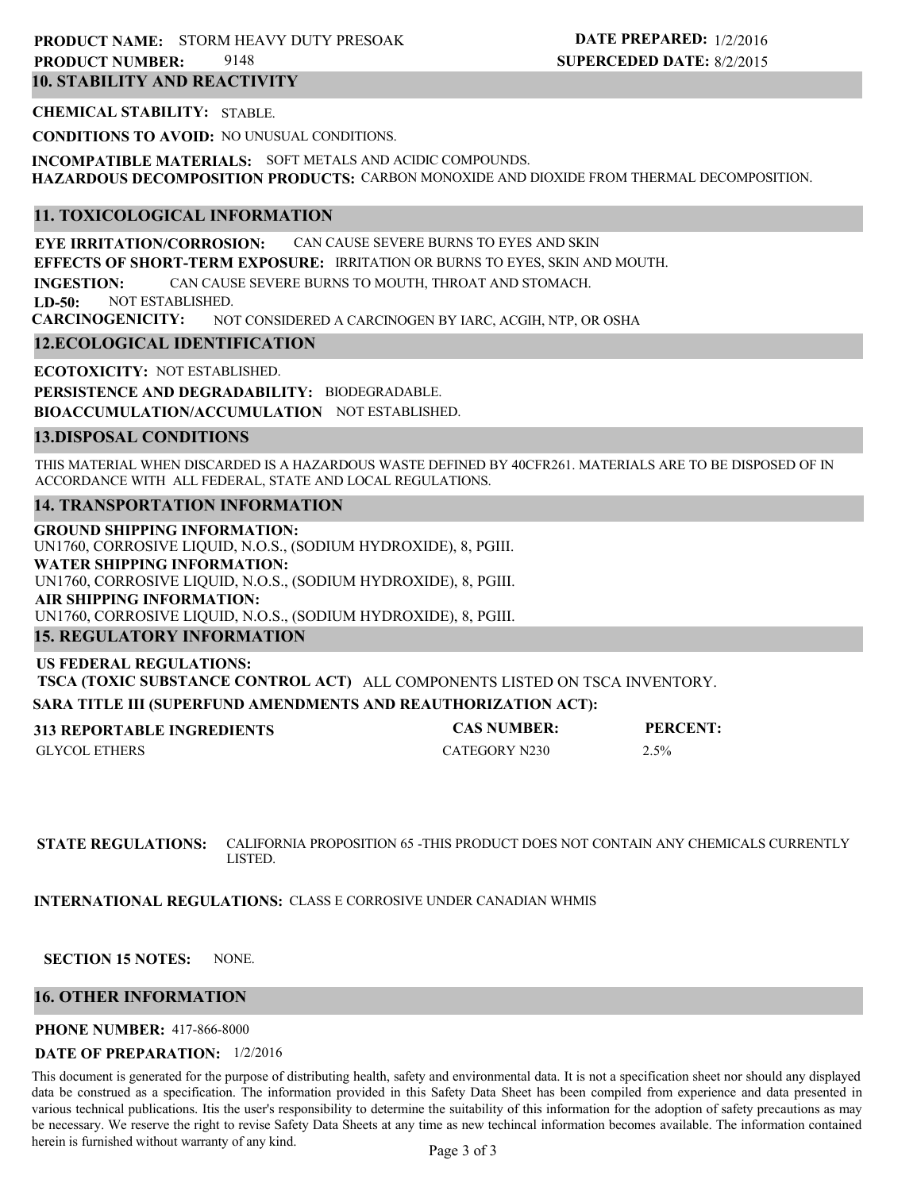**PRODUCT NAME:** STORM HEAVY DUTY PRESOAK
**PRODUCT NUMBER:** 9148

**DATE PREPARED:** 1/2/2016
**SUPERCEDED DATE:** 8/2/2015

## 10. STABILITY AND REACTIVITY

**CHEMICAL STABILITY:** STABLE.

**CONDITIONS TO AVOID:** NO UNUSUAL CONDITIONS.

**INCOMPATIBLE MATERIALS:** SOFT METALS AND ACIDIC COMPOUNDS.

**HAZARDOUS DECOMPOSITION PRODUCTS:** CARBON MONOXIDE AND DIOXIDE FROM THERMAL DECOMPOSITION.

## 11. TOXICOLOGICAL INFORMATION

**EYE IRRITATION/CORROSION:** CAN CAUSE SEVERE BURNS TO EYES AND SKIN

**EFFECTS OF SHORT-TERM EXPOSURE:** IRRITATION OR BURNS TO EYES, SKIN AND MOUTH.

**INGESTION:** CAN CAUSE SEVERE BURNS TO MOUTH, THROAT AND STOMACH.

**LD-50:** NOT ESTABLISHED.

**CARCINOGENICITY:** NOT CONSIDERED A CARCINOGEN BY IARC, ACGIH, NTP, OR OSHA

## 12.ECOLOGICAL IDENTIFICATION

**ECOTOXICITY:** NOT ESTABLISHED.

**PERSISTENCE AND DEGRADABILITY:** BIODEGRADABLE.

**BIOACCUMULATION/ACCUMULATION** NOT ESTABLISHED.

## 13.DISPOSAL CONDITIONS

THIS MATERIAL WHEN DISCARDED IS A HAZARDOUS WASTE DEFINED BY 40CFR261. MATERIALS ARE TO BE DISPOSED OF IN ACCORDANCE WITH ALL FEDERAL, STATE AND LOCAL REGULATIONS.

## 14. TRANSPORTATION INFORMATION

**GROUND SHIPPING INFORMATION:**
UN1760, CORROSIVE LIQUID, N.O.S., (SODIUM HYDROXIDE), 8, PGIII.

**WATER SHIPPING INFORMATION:**
UN1760, CORROSIVE LIQUID, N.O.S., (SODIUM HYDROXIDE), 8, PGIII.

**AIR SHIPPING INFORMATION:**
UN1760, CORROSIVE LIQUID, N.O.S., (SODIUM HYDROXIDE), 8, PGIII.

## 15. REGULATORY INFORMATION

**US FEDERAL REGULATIONS:**

**TSCA (TOXIC SUBSTANCE CONTROL ACT)** ALL COMPONENTS LISTED ON TSCA INVENTORY.

**SARA TITLE III (SUPERFUND AMENDMENTS AND REAUTHORIZATION ACT):**

| 313 REPORTABLE INGREDIENTS | CAS NUMBER: | PERCENT: |
|---|---|---|
| GLYCOL ETHERS | CATEGORY N230 | 2.5% |

**STATE REGULATIONS:** CALIFORNIA PROPOSITION 65 -THIS PRODUCT DOES NOT CONTAIN ANY CHEMICALS CURRENTLY LISTED.

**INTERNATIONAL REGULATIONS:** CLASS E CORROSIVE UNDER CANADIAN WHMIS

**SECTION 15 NOTES:** NONE.

## 16. OTHER INFORMATION

**PHONE NUMBER:** 417-866-8000

**DATE OF PREPARATION:** 1/2/2016

This document is generated for the purpose of distributing health, safety and environmental data. It is not a specification sheet nor should any displayed data be construed as a specification. The information provided in this Safety Data Sheet has been compiled from experience and data presented in various technical publications. Itis the user's responsibility to determine the suitability of this information for the adoption of safety precautions as may be necessary. We reserve the right to revise Safety Data Sheets at any time as new techincal information becomes available. The information contained herein is furnished without warranty of any kind.